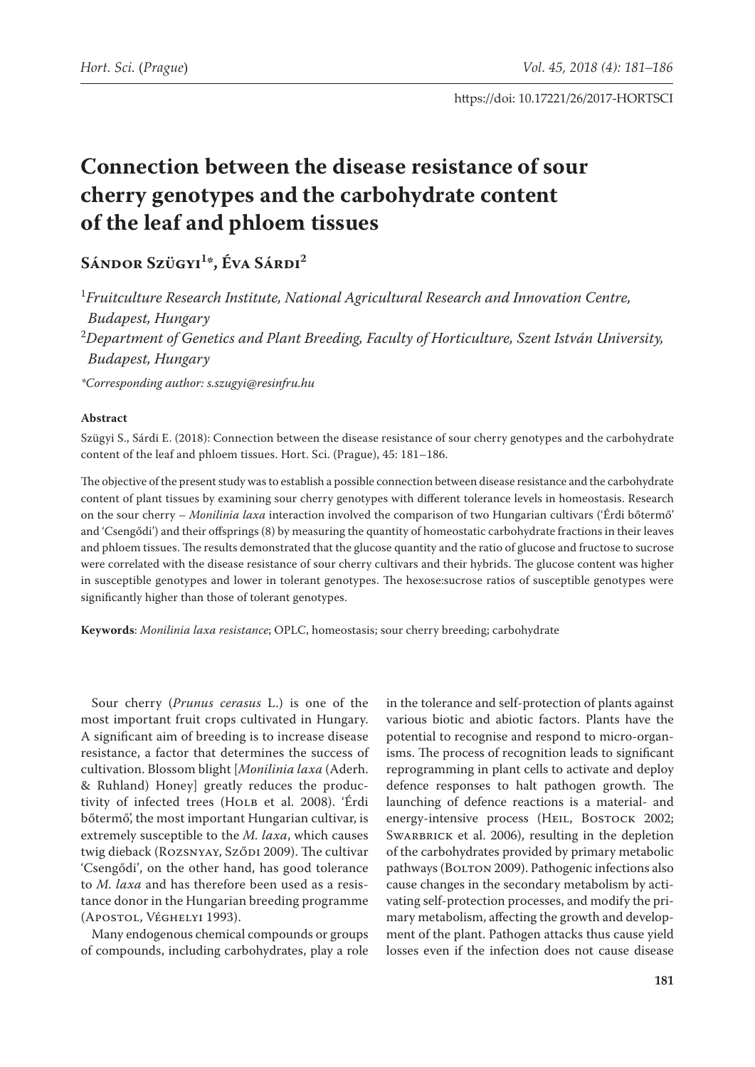# Connection between the disease resistance of sour cherry genotypes and the carbohydrate content of the leaf and phloem tissues

**Sándor Szügyi[1]*, Éva Sárdi[2]**

[1]*Fruitculture Research Institute, National Agricultural Research and Innovation Centre, Budapest, Hungary*

[2]*Department of Genetics and Plant Breeding, Faculty of Horticulture, Szent István University, Budapest, Hungary*

*\*Corresponding author: s.szugyi@resinfru.hu*

https://doi: 10.17221/26/2017-HORTSCI

**Abstract**

Szügyi S., Sárdi E. (2018): Connection between the disease resistance of sour cherry genotypes and the carbohydrate content of the leaf and phloem tissues. Hort. Sci. (Prague), 45: 181–186.

The objective of the present study was to establish a possible connection between disease resistance and the carbohydrate content of plant tissues by examining sour cherry genotypes with different tolerance levels in homeostasis. Research on the sour cherry – *Monilinia laxa* interaction involved the comparison of two Hungarian cultivars ('Érdi bőtermő' and 'Csengődi') and their offsprings (8) by measuring the quantity of homeostatic carbohydrate fractions in their leaves and phloem tissues. The results demonstrated that the glucose quantity and the ratio of glucose and fructose to sucrose were correlated with the disease resistance of sour cherry cultivars and their hybrids. The glucose content was higher in susceptible genotypes and lower in tolerant genotypes. The hexose:sucrose ratios of susceptible genotypes were significantly higher than those of tolerant genotypes.

**Keywords**: *Monilinia laxa resistance*; OPLC, homeostasis; sour cherry breeding; carbohydrate

Sour cherry (*Prunus cerasus* L.) is one of the most important fruit crops cultivated in Hungary. A significant aim of breeding is to increase disease resistance, a factor that determines the success of cultivation. Blossom blight [*Monilinia laxa* (Aderh. & Ruhland) Honey] greatly reduces the productivity of infected trees (Holb et al. 2008). 'Érdi bőtermő', the most important Hungarian cultivar, is extremely susceptible to the *M. laxa*, which causes twig dieback (Rozsnyay, Sződi 2009). The cultivar 'Csengődi', on the other hand, has good tolerance to *M. laxa* and has therefore been used as a resistance donor in the Hungarian breeding programme (Apostol, Véghelyi 1993).

Many endogenous chemical compounds or groups of compounds, including carbohydrates, play a role in the tolerance and self-protection of plants against various biotic and abiotic factors. Plants have the potential to recognise and respond to micro-organisms. The process of recognition leads to significant reprogramming in plant cells to activate and deploy defence responses to halt pathogen growth. The launching of defence reactions is a material- and energy-intensive process (Heil, Bostock 2002; Swarbrick et al. 2006), resulting in the depletion of the carbohydrates provided by primary metabolic pathways (Bolton 2009). Pathogenic infections also cause changes in the secondary metabolism by activating self-protection processes, and modify the primary metabolism, affecting the growth and development of the plant. Pathogen attacks thus cause yield losses even if the infection does not cause disease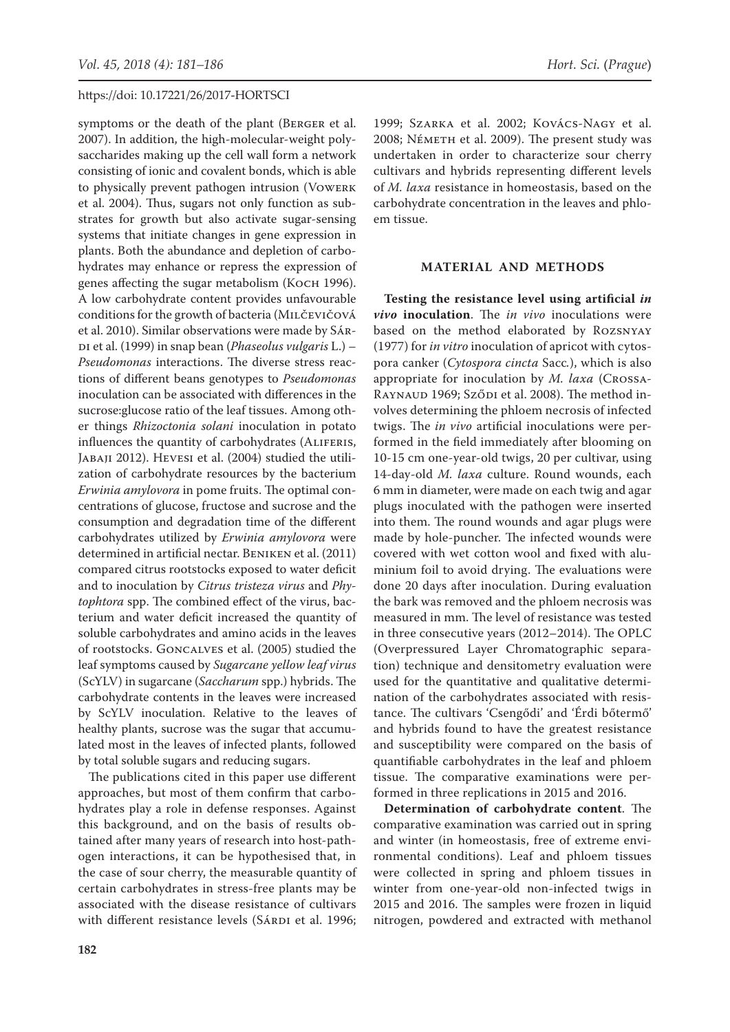symptoms or the death of the plant (Berger et al. 2007). In addition, the high-molecular-weight polysaccharides making up the cell wall form a network consisting of ionic and covalent bonds, which is able to physically prevent pathogen intrusion (Vowerk et al. 2004). Thus, sugars not only function as substrates for growth but also activate sugar-sensing systems that initiate changes in gene expression in plants. Both the abundance and depletion of carbohydrates may enhance or repress the expression of genes affecting the sugar metabolism (Koch 1996). A low carbohydrate content provides unfavourable conditions for the growth of bacteria (Milčevičová et al. 2010). Similar observations were made by Sárdi et al. (1999) in snap bean (*Phaseolus vulgaris* L.) – *Pseudomonas* interactions. The diverse stress reactions of different beans genotypes to *Pseudomonas* inoculation can be associated with differences in the sucrose:glucose ratio of the leaf tissues. Among other things *Rhizoctonia solani* inoculation in potato influences the quantity of carbohydrates (Aliferis, Jabaji 2012). Hevesi et al. (2004) studied the utilization of carbohydrate resources by the bacterium *Erwinia amylovora* in pome fruits. The optimal concentrations of glucose, fructose and sucrose and the consumption and degradation time of the different carbohydrates utilized by *Erwinia amylovora* were determined in artificial nectar. Beniken et al. (2011) compared citrus rootstocks exposed to water deficit and to inoculation by *Citrus tristeza virus* and *Phytophthora* spp. The combined effect of the virus, bacterium and water deficit increased the quantity of soluble carbohydrates and amino acids in the leaves of rootstocks. Goncalves et al. (2005) studied the leaf symptoms caused by *Sugarcane yellow leaf virus* (ScYLV) in sugarcane (*Saccharum* spp.) hybrids. The carbohydrate contents in the leaves were increased by ScYLV inoculation. Relative to the leaves of healthy plants, sucrose was the sugar that accumulated most in the leaves of infected plants, followed by total soluble sugars and reducing sugars.

The publications cited in this paper use different approaches, but most of them confirm that carbohydrates play a role in defense responses. Against this background, and on the basis of results obtained after many years of research into host-pathogen interactions, it can be hypothesised that, in the case of sour cherry, the measurable quantity of certain carbohydrates in stress-free plants may be associated with the disease resistance of cultivars with different resistance levels (Sárdi et al. 1996; 1999; Szarka et al. 2002; Kovács-Nagy et al. 2008; Németh et al. 2009). The present study was undertaken in order to characterize sour cherry cultivars and hybrids representing different levels of *M. laxa* resistance in homeostasis, based on the carbohydrate concentration in the leaves and phloem tissue.

## MATERIAL AND METHODS

**Testing the resistance level using artificial *in vivo* inoculation**. The *in vivo* inoculations were based on the method elaborated by Rozsnyay (1977) for *in vitro* inoculation of apricot with cytospora canker (*Cytospora cincta* Sacc.), which is also appropriate for inoculation by *M. laxa* (Crossa-Raynaud 1969; Sződi et al. 2008). The method involves determining the phloem necrosis of infected twigs. The *in vivo* artificial inoculations were performed in the field immediately after blooming on 10-15 cm one-year-old twigs, 20 per cultivar, using 14-day-old *M. laxa* culture. Round wounds, each 6 mm in diameter, were made on each twig and agar plugs inoculated with the pathogen were inserted into them. The round wounds and agar plugs were made by hole-puncher. The infected wounds were covered with wet cotton wool and fixed with aluminium foil to avoid drying. The evaluations were done 20 days after inoculation. During evaluation the bark was removed and the phloem necrosis was measured in mm. The level of resistance was tested in three consecutive years (2012–2014). The OPLC (Overpressured Layer Chromatographic separation) technique and densitometry evaluation were used for the quantitative and qualitative determination of the carbohydrates associated with resistance. The cultivars 'Csengődi' and 'Érdi bőtermő' and hybrids found to have the greatest resistance and susceptibility were compared on the basis of quantifiable carbohydrates in the leaf and phloem tissue. The comparative examinations were performed in three replications in 2015 and 2016.

**Determination of carbohydrate content**. The comparative examination was carried out in spring and winter (in homeostasis, free of extreme environmental conditions). Leaf and phloem tissues were collected in spring and phloem tissues in winter from one-year-old non-infected twigs in 2015 and 2016. The samples were frozen in liquid nitrogen, powdered and extracted with methanol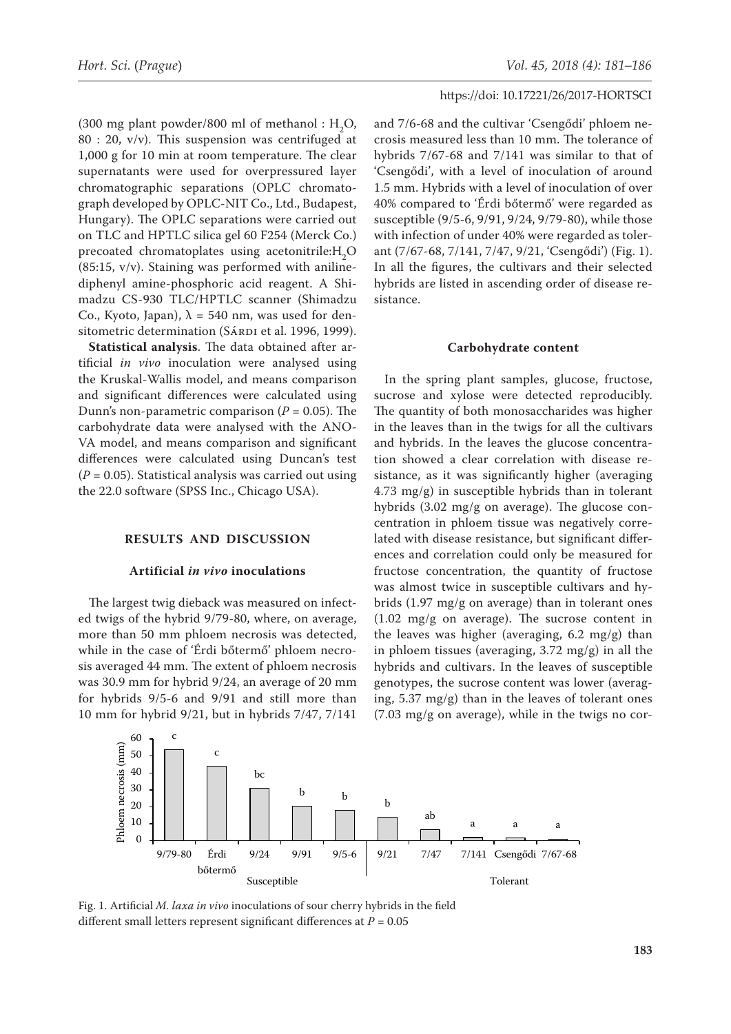(300 mg plant powder/800 ml of methanol : $H_2O$, 80 : 20, v/v). This suspension was centrifuged at 1,000 g for 10 min at room temperature. The clear supernatants were used for overpressured layer chromatographic separations (OPLC chromatograph developed by OPLC-NIT Co., Ltd., Budapest, Hungary). The OPLC separations were carried out on TLC and HPTLC silica gel 60 F254 (Merck Co.) precoated chromatoplates using acetonitrile:$H_2O$ (85:15, v/v). Staining was performed with aniline-diphenyl amine-phosphoric acid reagent. A Shimadzu CS-930 TLC/HPTLC scanner (Shimadzu Co., Kyoto, Japan), λ = 540 nm, was used for densitometric determination (Sárdi et al. 1996, 1999).

**Statistical analysis**. The data obtained after artificial *in vivo* inoculation were analysed using the Kruskal-Wallis model, and means comparison and significant differences were calculated using Dunn's non-parametric comparison ($P = 0.05$). The carbohydrate data were analysed with the ANOVA model, and means comparison and significant differences were calculated using Duncan's test ($P = 0.05$). Statistical analysis was carried out using the 22.0 software (SPSS Inc., Chicago USA).

## RESULTS AND DISCUSSION

### Artificial *in vivo* inoculations

The largest twig dieback was measured on infected twigs of the hybrid 9/79-80, where, on average, more than 50 mm phloem necrosis was detected, while in the case of 'Érdi bőtermő' phloem necrosis averaged 44 mm. The extent of phloem necrosis was 30.9 mm for hybrid 9/24, an average of 20 mm for hybrids 9/5-6 and 9/91 and still more than 10 mm for hybrid 9/21, but in hybrids 7/47, 7/141 and 7/6-68 and the cultivar 'Csengődi' phloem necrosis measured less than 10 mm. The tolerance of hybrids 7/67-68 and 7/141 was similar to that of 'Csengődi', with a level of inoculation of around 1.5 mm. Hybrids with a level of inoculation of over 40% compared to 'Érdi bőtermő' were regarded as susceptible (9/5-6, 9/91, 9/24, 9/79-80), while those with infection of under 40% were regarded as tolerant (7/67-68, 7/141, 7/47, 9/21, 'Csengődi') (Fig. 1). In all the figures, the cultivars and their selected hybrids are listed in ascending order of disease resistance.

### Carbohydrate content

In the spring plant samples, glucose, fructose, sucrose and xylose were detected reproducibly. The quantity of both monosaccharides was higher in the leaves than in the twigs for all the cultivars and hybrids. In the leaves the glucose concentration showed a clear correlation with disease resistance, as it was significantly higher (averaging 4.73 mg/g) in susceptible hybrids than in tolerant hybrids (3.02 mg/g on average). The glucose concentration in phloem tissue was negatively correlated with disease resistance, but significant differences and correlation could only be measured for fructose concentration, the quantity of fructose was almost twice in susceptible cultivars and hybrids (1.97 mg/g on average) than in tolerant ones (1.02 mg/g on average). The sucrose content in the leaves was higher (averaging, 6.2 mg/g) than in phloem tissues (averaging, 3.72 mg/g) in all the hybrids and cultivars. In the leaves of susceptible genotypes, the sucrose content was lower (averaging, 5.37 mg/g) than in the leaves of tolerant ones (7.03 mg/g on average), while in the twigs no cor-

| Genotype | Phloem necrosis (mm) | Significance | Group |
|---|---|---|---|
| 9/79-80 | ~53 | c | Susceptible |
| Érdi bőtermő | ~44 | c | Susceptible |
| 9/24 | ~31 | bc | Susceptible |
| 9/91 | ~20 | b | Susceptible |
| 9/5-6 | ~18 | b | Susceptible |
| 9/21 | ~14 | b | Tolerant |
| 7/47 | ~6 | ab | Tolerant |
| 7/141 | ~2 | a | Tolerant |
| Csengődi | ~1.5 | a | Tolerant |
| 7/67-68 | ~1 | a | Tolerant |

Fig. 1. Artificial *M. laxa in vivo* inoculations of sour cherry hybrids in the field
different small letters represent significant differences at $P = 0.05$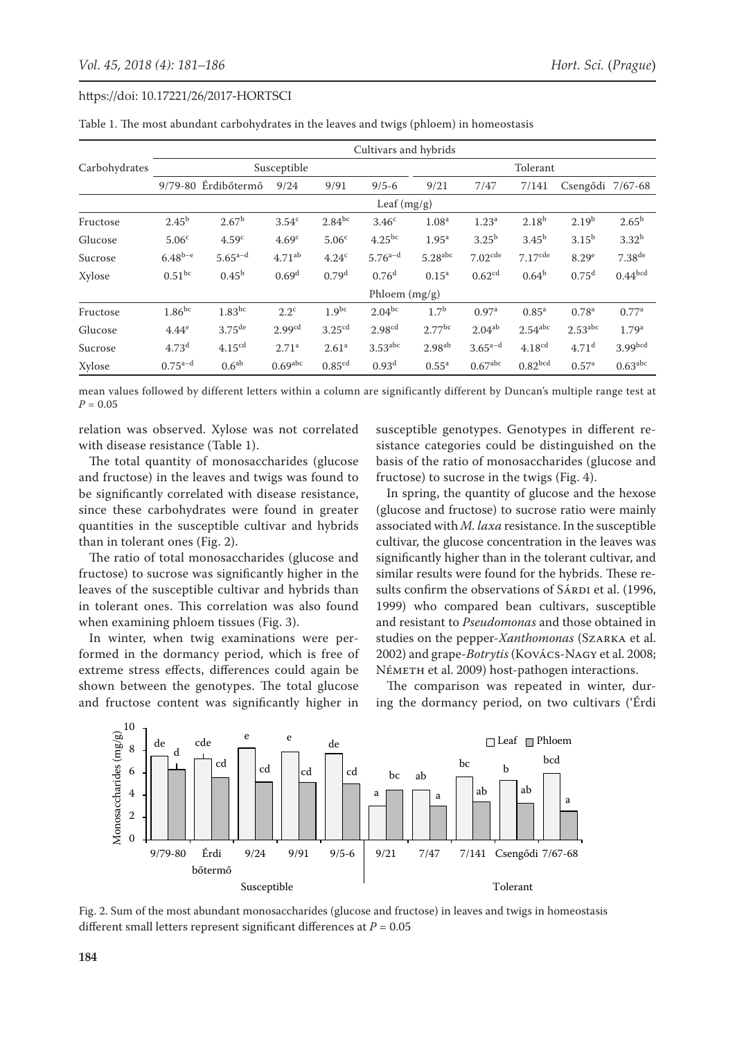Table 1. The most abundant carbohydrates in the leaves and twigs (phloem) in homeostasis

| Carbohydrates | Cultivars and hybrids | | | | | | | | | |
|---|---|---|---|---|---|---|---|---|---|---|
| | Susceptible | | | | | Tolerant | | | | |
| | 9/79-80 | Érdibőtermő | 9/24 | 9/91 | 9/5-6 | 9/21 | 7/47 | 7/141 | Csengődi | 7/67-68 |
| | Leaf (mg/g) | | | | | | | | | |
| Fructose | $2.45^{b}$ | $2.67^{b}$ | $3.54^{c}$ | $2.84^{bc}$ | $3.46^{c}$ | $1.08^{a}$ | $1.23^{a}$ | $2.18^{b}$ | $2.19^{b}$ | $2.65^{b}$ |
| Glucose | $5.06^{c}$ | $4.59^{c}$ | $4.69^{c}$ | $5.06^{c}$ | $4.25^{bc}$ | $1.95^{a}$ | $3.25^{b}$ | $3.45^{b}$ | $3.15^{b}$ | $3.32^{b}$ |
| Sucrose | $6.48^{b-e}$ | $5.65^{a-d}$ | $4.71^{ab}$ | $4.24^{c}$ | $5.76^{a-d}$ | $5.28^{abc}$ | $7.02^{cde}$ | $7.17^{cde}$ | $8.29^{e}$ | $7.38^{de}$ |
| Xylose | $0.51^{bc}$ | $0.45^{b}$ | $0.69^{d}$ | $0.79^{d}$ | $0.76^{d}$ | $0.15^{a}$ | $0.62^{cd}$ | $0.64^{b}$ | $0.75^{d}$ | $0.44^{bcd}$ |
| | Phloem (mg/g) | | | | | | | | | |
| Fructose | $1.86^{bc}$ | $1.83^{bc}$ | $2.2^{c}$ | $1.9^{bc}$ | $2.04^{bc}$ | $1.7^{b}$ | $0.97^{a}$ | $0.85^{a}$ | $0.78^{a}$ | $0.77^{a}$ |
| Glucose | $4.44^{e}$ | $3.75^{de}$ | $2.99^{cd}$ | $3.25^{cd}$ | $2.98^{cd}$ | $2.77^{bc}$ | $2.04^{ab}$ | $2.54^{abc}$ | $2.53^{abc}$ | $1.79^{a}$ |
| Sucrose | $4.73^{d}$ | $4.15^{cd}$ | $2.71^{a}$ | $2.61^{a}$ | $3.53^{abc}$ | $2.98^{ab}$ | $3.65^{a-d}$ | $4.18^{cd}$ | $4.71^{d}$ | $3.99^{bcd}$ |
| Xylose | $0.75^{a-d}$ | $0.6^{ab}$ | $0.69^{abc}$ | $0.85^{cd}$ | $0.93^{d}$ | $0.55^{a}$ | $0.67^{abc}$ | $0.82^{bcd}$ | $0.57^{a}$ | $0.63^{abc}$ |

mean values followed by different letters within a column are significantly different by Duncan's multiple range test at $P = 0.05$

relation was observed. Xylose was not correlated with disease resistance (Table 1).

The total quantity of monosaccharides (glucose and fructose) in the leaves and twigs was found to be significantly correlated with disease resistance, since these carbohydrates were found in greater quantities in the susceptible cultivar and hybrids than in tolerant ones (Fig. 2).

The ratio of total monosaccharides (glucose and fructose) to sucrose was significantly higher in the leaves of the susceptible cultivar and hybrids than in tolerant ones. This correlation was also found when examining phloem tissues (Fig. 3).

In winter, when twig examinations were performed in the dormancy period, which is free of extreme stress effects, differences could again be shown between the genotypes. The total glucose and fructose content was significantly higher in susceptible genotypes. Genotypes in different resistance categories could be distinguished on the basis of the ratio of monosaccharides (glucose and fructose) to sucrose in the twigs (Fig. 4).

In spring, the quantity of glucose and the hexose (glucose and fructose) to sucrose ratio were mainly associated with *M. laxa* resistance. In the susceptible cultivar, the glucose concentration in the leaves was significantly higher than in the tolerant cultivar, and similar results were found for the hybrids. These results confirm the observations of Sárdi et al. (1996, 1999) who compared bean cultivars, susceptible and resistant to *Pseudomonas* and those obtained in studies on the pepper-*Xanthomonas* (Szarka et al. 2002) and grape-*Botrytis* (Kovács-Nagy et al. 2008; Németh et al. 2009) host-pathogen interactions.

The comparison was repeated in winter, during the dormancy period, on two cultivars ('Érdi

Fig. 2. Sum of the most abundant monosaccharides (glucose and fructose) in leaves and twigs in homeostasis
different small letters represent significant differences at $P = 0.05$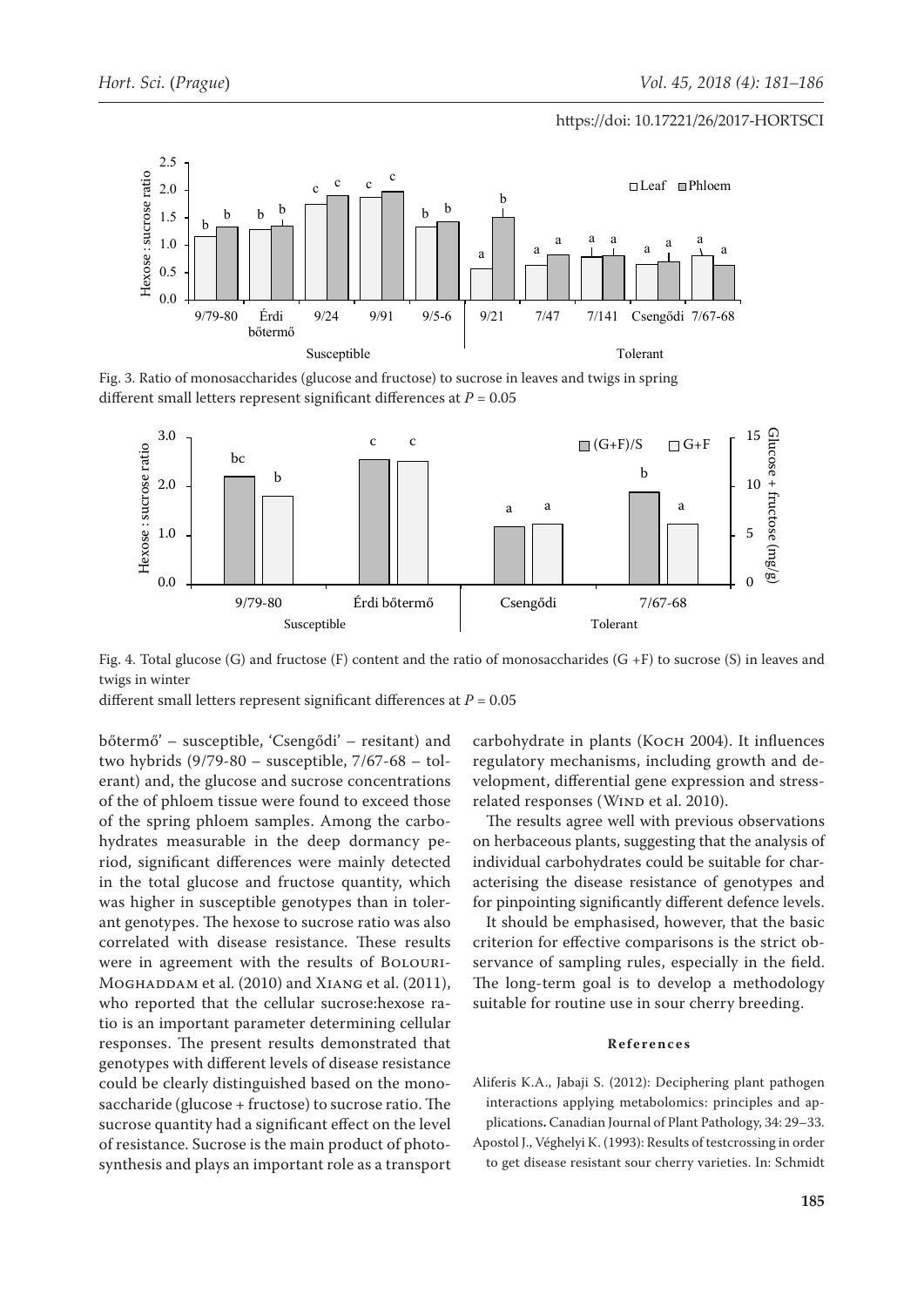Fig. 3. Ratio of monosaccharides (glucose and fructose) to sucrose in leaves and twigs in spring
different small letters represent significant differences at $P = 0.05$

Fig. 4. Total glucose (G) and fructose (F) content and the ratio of monosaccharides (G +F) to sucrose (S) in leaves and twigs in winter
different small letters represent significant differences at $P = 0.05$

bőtermő' – susceptible, 'Csengődi' – resitant) and two hybrids (9/79-80 – susceptible, 7/67-68 – tolerant) and, the glucose and sucrose concentrations of the of phloem tissue were found to exceed those of the spring phloem samples. Among the carbohydrates measurable in the deep dormancy period, significant differences were mainly detected in the total glucose and fructose quantity, which was higher in susceptible genotypes than in tolerant genotypes. The hexose to sucrose ratio was also correlated with disease resistance. These results were in agreement with the results of Bolouri-Moghaddam et al. (2010) and Xiang et al. (2011), who reported that the cellular sucrose:hexose ratio is an important parameter determining cellular responses. The present results demonstrated that genotypes with different levels of disease resistance could be clearly distinguished based on the monosaccharide (glucose + fructose) to sucrose ratio. The sucrose quantity had a significant effect on the level of resistance. Sucrose is the main product of photosynthesis and plays an important role as a transport carbohydrate in plants (Koch 2004). It influences regulatory mechanisms, including growth and development, differential gene expression and stress-related responses (Wind et al. 2010).

The results agree well with previous observations on herbaceous plants, suggesting that the analysis of individual carbohydrates could be suitable for characterising the disease resistance of genotypes and for pinpointing significantly different defence levels.

It should be emphasised, however, that the basic criterion for effective comparisons is the strict observance of sampling rules, especially in the field. The long-term goal is to develop a methodology suitable for routine use in sour cherry breeding.

## References

Aliferis K.A., Jabaji S. (2012): Deciphering plant pathogen interactions applying metabolomics: principles and applications. Canadian Journal of Plant Pathology, 34: 29–33.

Apostol J., Véghelyi K. (1993): Results of testcrossing in order to get disease resistant sour cherry varieties. In: Schmidt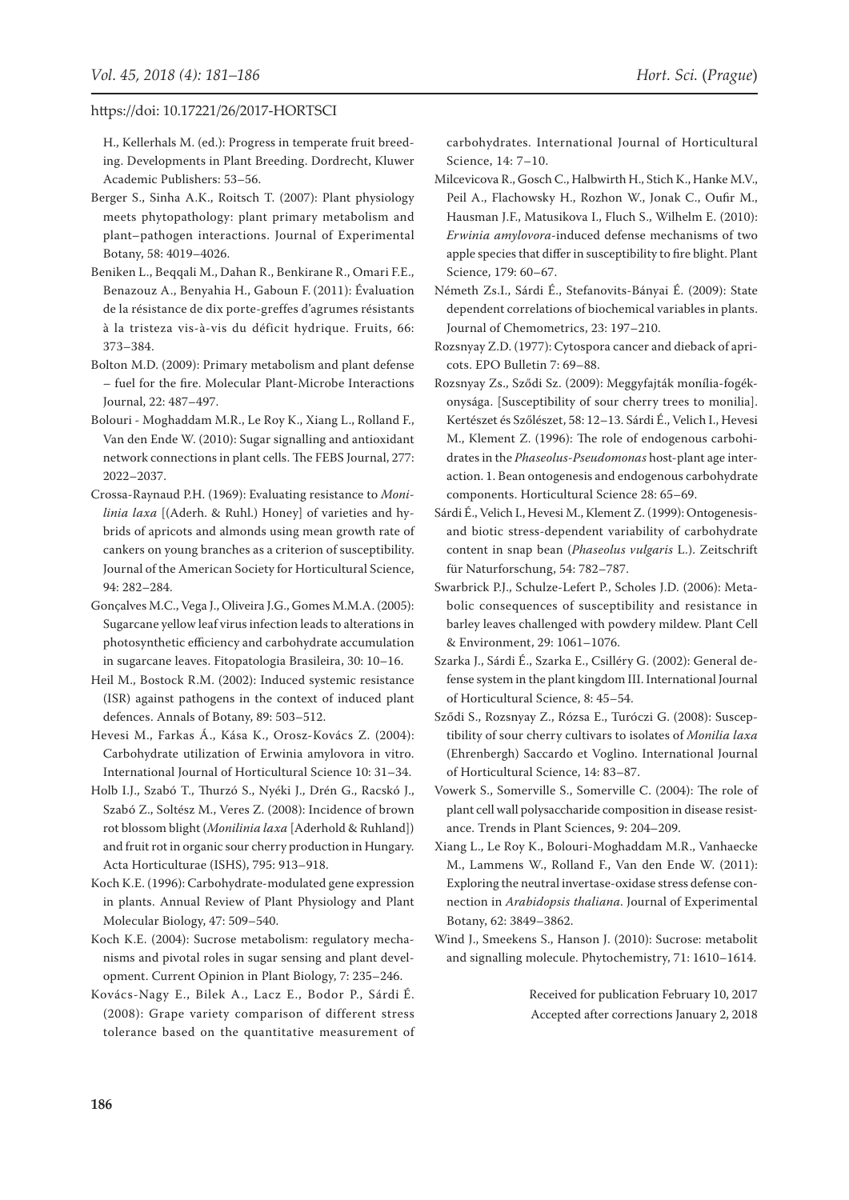H., Kellerhals M. (ed.): Progress in temperate fruit breeding. Developments in Plant Breeding. Dordrecht, Kluwer Academic Publishers: 53–56.

Berger S., Sinha A.K., Roitsch T. (2007): Plant physiology meets phytopathology: plant primary metabolism and plant–pathogen interactions. Journal of Experimental Botany, 58: 4019–4026.

Beniken L., Beqqali M., Dahan R., Benkirane R., Omari F.E., Benazouz A., Benyahia H., Gaboun F. (2011): Évaluation de la résistance de dix porte-greffes d'agrumes résistants à la tristeza vis-à-vis du déficit hydrique. Fruits, 66: 373–384.

Bolton M.D. (2009): Primary metabolism and plant defense – fuel for the fire. Molecular Plant-Microbe Interactions Journal, 22: 487–497.

Bolouri - Moghaddam M.R., Le Roy K., Xiang L., Rolland F., Van den Ende W. (2010): Sugar signalling and antioxidant network connections in plant cells. The FEBS Journal, 277: 2022–2037.

Crossa-Raynaud P.H. (1969): Evaluating resistance to *Monilinia laxa* [(Aderh. & Ruhl.) Honey] of varieties and hybrids of apricots and almonds using mean growth rate of cankers on young branches as a criterion of susceptibility. Journal of the American Society for Horticultural Science, 94: 282–284.

Gonçalves M.C., Vega J., Oliveira J.G., Gomes M.M.A. (2005): Sugarcane yellow leaf virus infection leads to alterations in photosynthetic efficiency and carbohydrate accumulation in sugarcane leaves. Fitopatologia Brasileira, 30: 10–16.

Heil M., Bostock R.M. (2002): Induced systemic resistance (ISR) against pathogens in the context of induced plant defences. Annals of Botany, 89: 503–512.

Hevesi M., Farkas Á., Kása K., Orosz-Kovács Z. (2004): Carbohydrate utilization of Erwinia amylovora in vitro. International Journal of Horticultural Science 10: 31–34.

Holb I.J., Szabó T., Thurzó S., Nyéki J., Drén G., Racskó J., Szabó Z., Soltész M., Veres Z. (2008): Incidence of brown rot blossom blight (*Monilinia laxa* [Aderhold & Ruhland]) and fruit rot in organic sour cherry production in Hungary. Acta Horticulturae (ISHS), 795: 913–918.

Koch K.E. (1996): Carbohydrate-modulated gene expression in plants. Annual Review of Plant Physiology and Plant Molecular Biology, 47: 509–540.

Koch K.E. (2004): Sucrose metabolism: regulatory mechanisms and pivotal roles in sugar sensing and plant development. Current Opinion in Plant Biology, 7: 235–246.

Kovács-Nagy E., Bilek A., Lacz E., Bodor P., Sárdi É. (2008): Grape variety comparison of different stress tolerance based on the quantitative measurement of carbohydrates. International Journal of Horticultural Science, 14: 7–10.

Milcevicova R., Gosch C., Halbwirth H., Stich K., Hanke M.V., Peil A., Flachowsky H., Rozhon W., Jonak C., Oufir M., Hausman J.F., Matusikova I., Fluch S., Wilhelm E. (2010): *Erwinia amylovora*-induced defense mechanisms of two apple species that differ in susceptibility to fire blight. Plant Science, 179: 60–67.

Németh Zs.I., Sárdi É., Stefanovits-Bányai É. (2009): State dependent correlations of biochemical variables in plants. Journal of Chemometrics, 23: 197–210.

Rozsnyay Z.D. (1977): Cytospora cancer and dieback of apricots. EPO Bulletin 7: 69–88.

Rozsnyay Zs., Sződi Sz. (2009): Meggyfajták monília-fogékonysága. [Susceptibility of sour cherry trees to monilia]. Kertészet és Szőlészet, 58: 12–13. Sárdi É., Velich I., Hevesi M., Klement Z. (1996): The role of endogenous carbohidrates in the *Phaseolus-Pseudomonas* host-plant age interaction. 1. Bean ontogenesis and endogenous carbohydrate components. Horticultural Science 28: 65–69.

Sárdi É., Velich I., Hevesi M., Klement Z. (1999): Ontogenesis- and biotic stress-dependent variability of carbohydrate content in snap bean (*Phaseolus vulgaris* L.). Zeitschrift für Naturforschung, 54: 782–787.

Swarbrick P.J., Schulze-Lefert P., Scholes J.D. (2006): Metabolic consequences of susceptibility and resistance in barley leaves challenged with powdery mildew. Plant Cell & Environment, 29: 1061–1076.

Szarka J., Sárdi É., Szarka E., Csilléry G. (2002): General defense system in the plant kingdom III. International Journal of Horticultural Science, 8: 45–54.

Sződi S., Rozsnyay Z., Rózsa E., Turóczi G. (2008): Susceptibility of sour cherry cultivars to isolates of *Monilia laxa* (Ehrenbergh) Saccardo et Voglino. International Journal of Horticultural Science, 14: 83–87.

Vowerk S., Somerville S., Somerville C. (2004): The role of plant cell wall polysaccharide composition in disease resistance. Trends in Plant Sciences, 9: 204–209.

Xiang L., Le Roy K., Bolouri-Moghaddam M.R., Vanhaecke M., Lammens W., Rolland F., Van den Ende W. (2011): Exploring the neutral invertase-oxidase stress defense connection in *Arabidopsis thaliana*. Journal of Experimental Botany, 62: 3849–3862.

Wind J., Smeekens S., Hanson J. (2010): Sucrose: metabolit and signalling molecule. Phytochemistry, 71: 1610–1614.

Received for publication February 10, 2017
Accepted after corrections January 2, 2018